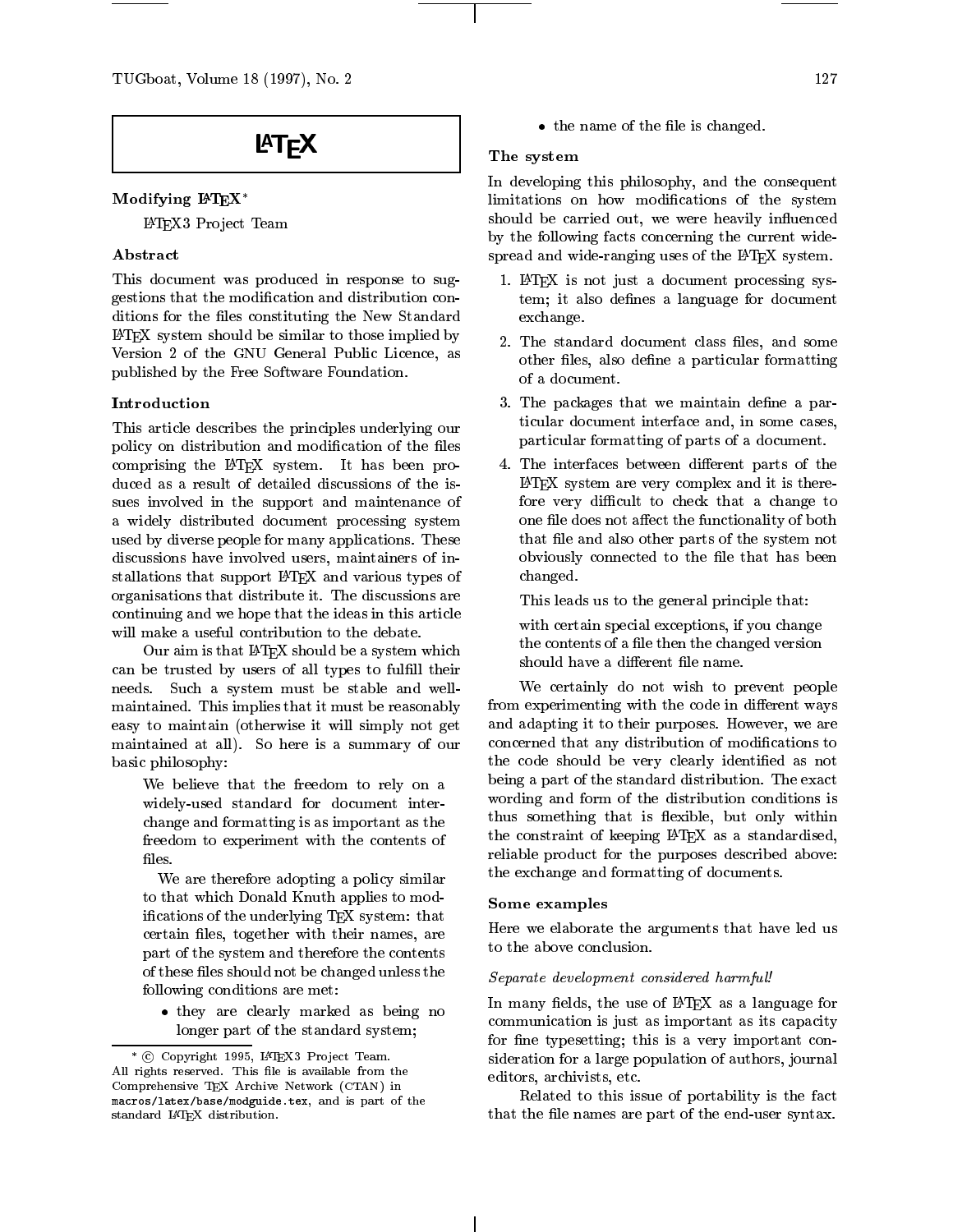# LaTeX

## Modifying LaTeX*

LaTeX3 Project Team

### Abstract

This document was produced in response to suggestions that the modification and distribution conditions for the files constituting the New Standard LaTeX system should be similar to those implied by Version 2 of the GNU General Public Licence, as published by the Free Software Foundation.

### Introduction

This article describes the principles underlying our policy on distribution and modification of the files comprising the LaTeX system. It has been produced as a result of detailed discussions of the issues involved in the support and maintenance of a widely distributed document processing system used by diverse people for many applications. These discussions have involved users, maintainers of installations that support LaTeX and various types of organisations that distribute it. The discussions are continuing and we hope that the ideas in this article will make a useful contribution to the debate.

Our aim is that LaTeX should be a system which can be trusted by users of all types to fulfill their needs. Such a system must be stable and well-maintained. This implies that it must be reasonably easy to maintain (otherwise it will simply not get maintained at all). So here is a summary of our basic philosophy:

> We believe that the freedom to rely on a widely-used standard for document interchange and formatting is as important as the freedom to experiment with the contents of files.
>
> We are therefore adopting a policy similar to that which Donald Knuth applies to modifications of the underlying TeX system: that certain files, together with their names, are part of the system and therefore the contents of these files should not be changed unless the following conditions are met:
>
> - they are clearly marked as being no longer part of the standard system;
> - the name of the file is changed.

### The system

In developing this philosophy, and the consequent limitations on how modifications of the system should be carried out, we were heavily influenced by the following facts concerning the current widespread and wide-ranging uses of the LaTeX system.

1. LaTeX is not just a document processing system; it also defines a language for document exchange.
2. The standard document class files, and some other files, also define a particular formatting of a document.
3. The packages that we maintain define a particular document interface and, in some cases, particular formatting of parts of a document.
4. The interfaces between different parts of the LaTeX system are very complex and it is therefore very difficult to check that a change to one file does not affect the functionality of both that file and also other parts of the system not obviously connected to the file that has been changed.

   This leads us to the general principle that:

   > with certain special exceptions, if you change the contents of a file then the changed version should have a different file name.

We certainly do not wish to prevent people from experimenting with the code in different ways and adapting it to their purposes. However, we are concerned that any distribution of modifications to the code should be very clearly identified as not being a part of the standard distribution. The exact wording and form of the distribution conditions is thus something that is flexible, but only within the constraint of keeping LaTeX as a standardised, reliable product for the purposes described above: the exchange and formatting of documents.

### Some examples

Here we elaborate the arguments that have led us to the above conclusion.

#### *Separate development considered harmful!*

In many fields, the use of LaTeX as a language for communication is just as important as its capacity for fine typesetting; this is a very important consideration for a large population of authors, journal editors, archivists, etc.

Related to this issue of portability is the fact that the file names are part of the end-user syntax.

---

* © Copyright 1995, LaTeX3 Project Team. All rights reserved. This file is available from the Comprehensive TeX Archive Network (CTAN) in `macros/latex/base/modguide.tex`, and is part of the standard LaTeX distribution.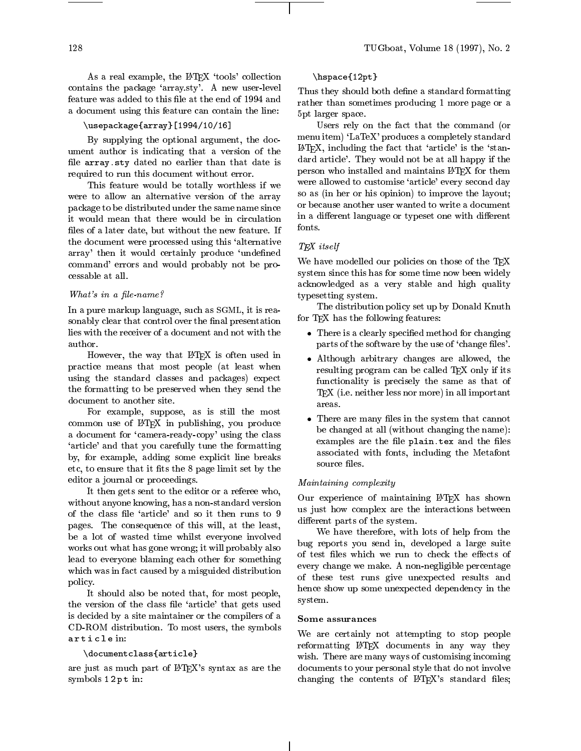As a real example, the LaTeX 'tools' collection contains the package 'array.sty'. A new user-level feature was added to this file at the end of 1994 and a document using this feature can contain the line:

```
\usepackage{array}[1994/10/16]
```

By supplying the optional argument, the document author is indicating that a version of the file `array.sty` dated no earlier than that date is required to run this document without error.

This feature would be totally worthless if we were to allow an alternative version of the array package to be distributed under the same name since it would mean that there would be in circulation files of a later date, but without the new feature. If the document were processed using this 'alternative array' then it would certainly produce 'undefined command' errors and would probably not be processable at all.

*What's in a file-name?*

In a pure markup language, such as SGML, it is reasonably clear that control over the final presentation lies with the receiver of a document and not with the author.

However, the way that LaTeX is often used in practice means that most people (at least when using the standard classes and packages) expect the formatting to be preserved when they send the document to another site.

For example, suppose, as is still the most common use of LaTeX in publishing, you produce a document for 'camera-ready-copy' using the class 'article' and that you carefully tune the formatting by, for example, adding some explicit line breaks etc, to ensure that it fits the 8 page limit set by the editor a journal or proceedings.

It then gets sent to the editor or a referee who, without anyone knowing, has a non-standard version of the class file 'article' and so it then runs to 9 pages. The consequence of this will, at the least, be a lot of wasted time whilst everyone involved works out what has gone wrong; it will probably also lead to everyone blaming each other for something which was in fact caused by a misguided distribution policy.

It should also be noted that, for most people, the version of the class file 'article' that gets used is decided by a site maintainer or the compilers of a CD-ROM distribution. To most users, the symbols `a r t i c l e` in:

```
\documentclass{article}
```

are just as much part of LaTeX's syntax as are the symbols `1 2 p t` in:

```
\hspace{12pt}
```

Thus they should both define a standard formatting rather than sometimes producing 1 more page or a 5pt larger space.

Users rely on the fact that the command (or menu item) 'LaTeX' produces a completely standard LaTeX, including the fact that 'article' is the 'standard article'. They would not be at all happy if the person who installed and maintains LaTeX for them were allowed to customise 'article' every second day so as (in her or his opinion) to improve the layout; or because another user wanted to write a document in a different language or typeset one with different fonts.

*TeX itself*

We have modelled our policies on those of the TeX system since this has for some time now been widely acknowledged as a very stable and high quality typesetting system.

The distribution policy set up by Donald Knuth for TeX has the following features:

- There is a clearly specified method for changing parts of the software by the use of 'change files'.
- Although arbitrary changes are allowed, the resulting program can be called TeX only if its functionality is precisely the same as that of TeX (i.e. neither less nor more) in all important areas.
- There are many files in the system that cannot be changed at all (without changing the name): examples are the file `plain.tex` and the files associated with fonts, including the Metafont source files.

*Maintaining complexity*

Our experience of maintaining LaTeX has shown us just how complex are the interactions between different parts of the system.

We have therefore, with lots of help from the bug reports you send in, developed a large suite of test files which we run to check the effects of every change we make. A non-negligible percentage of these test runs give unexpected results and hence show up some unexpected dependency in the system.

**Some assurances**

We are certainly not attempting to stop people reformatting LaTeX documents in any way they wish. There are many ways of customising incoming documents to your personal style that do not involve changing the contents of LaTeX's standard files;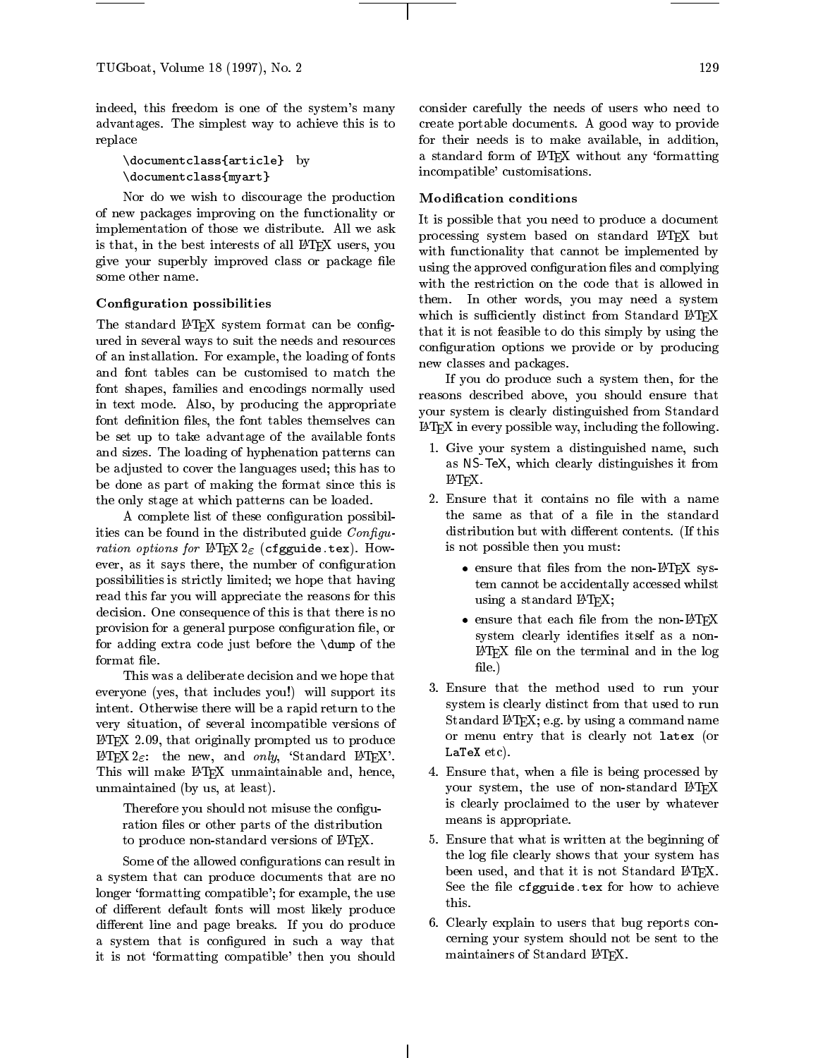indeed, this freedom is one of the system's many advantages. The simplest way to achieve this is to replace

```
\documentclass{article} by
\documentclass{myart}
```

Nor do we wish to discourage the production of new packages improving on the functionality or implementation of those we distribute. All we ask is that, in the best interests of all LaTeX users, you give your superbly improved class or package file some other name.

### Configuration possibilities

The standard LaTeX system format can be configured in several ways to suit the needs and resources of an installation. For example, the loading of fonts and font tables can be customised to match the font shapes, families and encodings normally used in text mode. Also, by producing the appropriate font definition files, the font tables themselves can be set up to take advantage of the available fonts and sizes. The loading of hyphenation patterns can be adjusted to cover the languages used; this has to be done as part of making the format since this is the only stage at which patterns can be loaded.

A complete list of these configuration possibilities can be found in the distributed guide *Configuration options for LaTeX 2ε* (`cfgguide.tex`). However, as it says there, the number of configuration possibilities is strictly limited; we hope that having read this far you will appreciate the reasons for this decision. One consequence of this is that there is no provision for a general purpose configuration file, or for adding extra code just before the `\dump` of the format file.

This was a deliberate decision and we hope that everyone (yes, that includes you!) will support its intent. Otherwise there will be a rapid return to the very situation, of several incompatible versions of LaTeX 2.09, that originally prompted us to produce LaTeX 2ε: the new, and *only*, 'Standard LaTeX'. This will make LaTeX unmaintainable and, hence, unmaintained (by us, at least).

> Therefore you should not misuse the configuration files or other parts of the distribution to produce non-standard versions of LaTeX.

Some of the allowed configurations can result in a system that can produce documents that are no longer 'formatting compatible'; for example, the use of different default fonts will most likely produce different line and page breaks. If you do produce a system that is configured in such a way that it is not 'formatting compatible' then you should consider carefully the needs of users who need to create portable documents. A good way to provide for their needs is to make available, in addition, a standard form of LaTeX without any 'formatting incompatible' customisations.

### Modification conditions

It is possible that you need to produce a document processing system based on standard LaTeX but with functionality that cannot be implemented by using the approved configuration files and complying with the restriction on the code that is allowed in them. In other words, you may need a system which is sufficiently distinct from Standard LaTeX that it is not feasible to do this simply by using the configuration options we provide or by producing new classes and packages.

If you do produce such a system then, for the reasons described above, you should ensure that your system is clearly distinguished from Standard LaTeX in every possible way, including the following.

1. Give your system a distinguished name, such as NS-TeX, which clearly distinguishes it from LaTeX.
2. Ensure that it contains no file with a name the same as that of a file in the standard distribution but with different contents. (If this is not possible then you must:
   - ensure that files from the non-LaTeX system cannot be accidentally accessed whilst using a standard LaTeX;
   - ensure that each file from the non-LaTeX system clearly identifies itself as a non-LaTeX file on the terminal and in the log file.)
3. Ensure that the method used to run your system is clearly distinct from that used to run Standard LaTeX; e.g. by using a command name or menu entry that is clearly not `latex` (or `LaTeX` etc).
4. Ensure that, when a file is being processed by your system, the use of non-standard LaTeX is clearly proclaimed to the user by whatever means is appropriate.
5. Ensure that what is written at the beginning of the log file clearly shows that your system has been used, and that it is not Standard LaTeX. See the file `cfgguide.tex` for how to achieve this.
6. Clearly explain to users that bug reports concerning your system should not be sent to the maintainers of Standard LaTeX.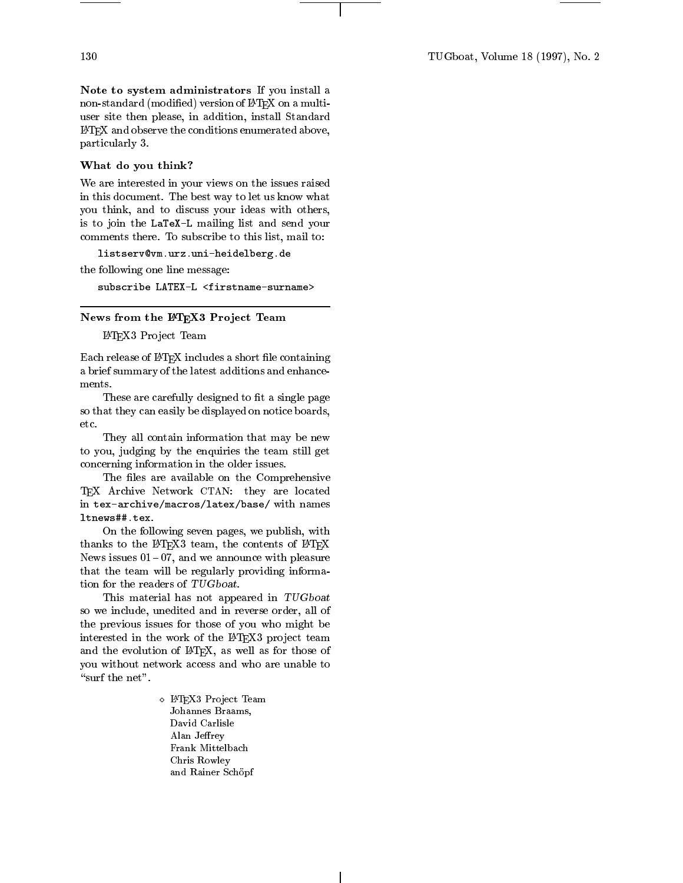**Note to system administrators** If you install a non-standard (modified) version of LaTeX on a multi-user site then please, in addition, install Standard LaTeX and observe the conditions enumerated above, particularly 3.

### What do you think?

We are interested in your views on the issues raised in this document. The best way to let us know what you think, and to discuss your ideas with others, is to join the `LaTeX-L` mailing list and send your comments there. To subscribe to this list, mail to:

```
listserv@vm.urz.uni-heidelberg.de
```

the following one line message:

```
subscribe LATEX-L <firstname-surname>
```

---

## News from the LaTeX3 Project Team

LaTeX3 Project Team

Each release of LaTeX includes a short file containing a brief summary of the latest additions and enhancements.

These are carefully designed to fit a single page so that they can easily be displayed on notice boards, etc.

They all contain information that may be new to you, judging by the enquiries the team still get concerning information in the older issues.

The files are available on the Comprehensive TeX Archive Network CTAN: they are located in `tex-archive/macros/latex/base/` with names `ltnews##.tex`.

On the following seven pages, we publish, with thanks to the LaTeX3 team, the contents of LaTeX News issues 01 – 07, and we announce with pleasure that the team will be regularly providing information for the readers of *TUGboat*.

This material has not appeared in *TUGboat* so we include, unedited and in reverse order, all of the previous issues for those of you who might be interested in the work of the LaTeX3 project team and the evolution of LaTeX, as well as for those of you without network access and who are unable to "surf the net".

◇ LaTeX3 Project Team
Johannes Braams,
David Carlisle
Alan Jeffrey
Frank Mittelbach
Chris Rowley
and Rainer Schöpf